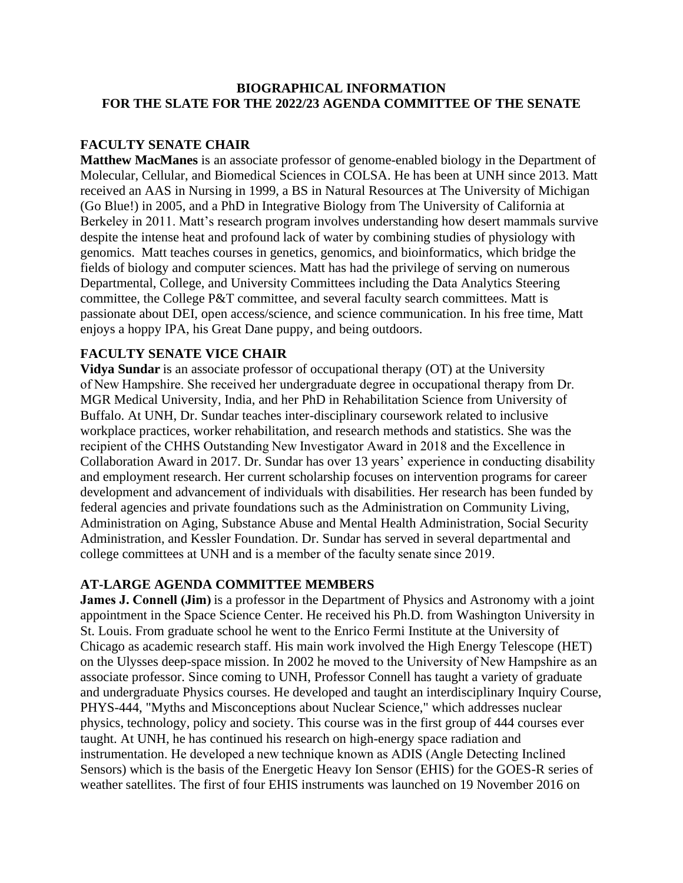# BIOGRAPHICAL INFORMATION
# FOR THE SLATE FOR THE 2022/23 AGENDA COMMITTEE OF THE SENATE

## FACULTY SENATE CHAIR

**Matthew MacManes** is an associate professor of genome-enabled biology in the Department of Molecular, Cellular, and Biomedical Sciences in COLSA. He has been at UNH since 2013. Matt received an AAS in Nursing in 1999, a BS in Natural Resources at The University of Michigan (Go Blue!) in 2005, and a PhD in Integrative Biology from The University of California at Berkeley in 2011. Matt's research program involves understanding how desert mammals survive despite the intense heat and profound lack of water by combining studies of physiology with genomics. Matt teaches courses in genetics, genomics, and bioinformatics, which bridge the fields of biology and computer sciences. Matt has had the privilege of serving on numerous Departmental, College, and University Committees including the Data Analytics Steering committee, the College P&T committee, and several faculty search committees. Matt is passionate about DEI, open access/science, and science communication. In his free time, Matt enjoys a hoppy IPA, his Great Dane puppy, and being outdoors.

## FACULTY SENATE VICE CHAIR

**Vidya Sundar** is an associate professor of occupational therapy (OT) at the University of New Hampshire. She received her undergraduate degree in occupational therapy from Dr. MGR Medical University, India, and her PhD in Rehabilitation Science from University of Buffalo. At UNH, Dr. Sundar teaches inter-disciplinary coursework related to inclusive workplace practices, worker rehabilitation, and research methods and statistics. She was the recipient of the CHHS Outstanding New Investigator Award in 2018 and the Excellence in Collaboration Award in 2017. Dr. Sundar has over 13 years' experience in conducting disability and employment research. Her current scholarship focuses on intervention programs for career development and advancement of individuals with disabilities. Her research has been funded by federal agencies and private foundations such as the Administration on Community Living, Administration on Aging, Substance Abuse and Mental Health Administration, Social Security Administration, and Kessler Foundation. Dr. Sundar has served in several departmental and college committees at UNH and is a member of the faculty senate since 2019.

## AT-LARGE AGENDA COMMITTEE MEMBERS

**James J. Connell (Jim)** is a professor in the Department of Physics and Astronomy with a joint appointment in the Space Science Center. He received his Ph.D. from Washington University in St. Louis. From graduate school he went to the Enrico Fermi Institute at the University of Chicago as academic research staff. His main work involved the High Energy Telescope (HET) on the Ulysses deep-space mission. In 2002 he moved to the University of New Hampshire as an associate professor. Since coming to UNH, Professor Connell has taught a variety of graduate and undergraduate Physics courses. He developed and taught an interdisciplinary Inquiry Course, PHYS-444, "Myths and Misconceptions about Nuclear Science," which addresses nuclear physics, technology, policy and society. This course was in the first group of 444 courses ever taught. At UNH, he has continued his research on high-energy space radiation and instrumentation. He developed a new technique known as ADIS (Angle Detecting Inclined Sensors) which is the basis of the Energetic Heavy Ion Sensor (EHIS) for the GOES-R series of weather satellites. The first of four EHIS instruments was launched on 19 November 2016 on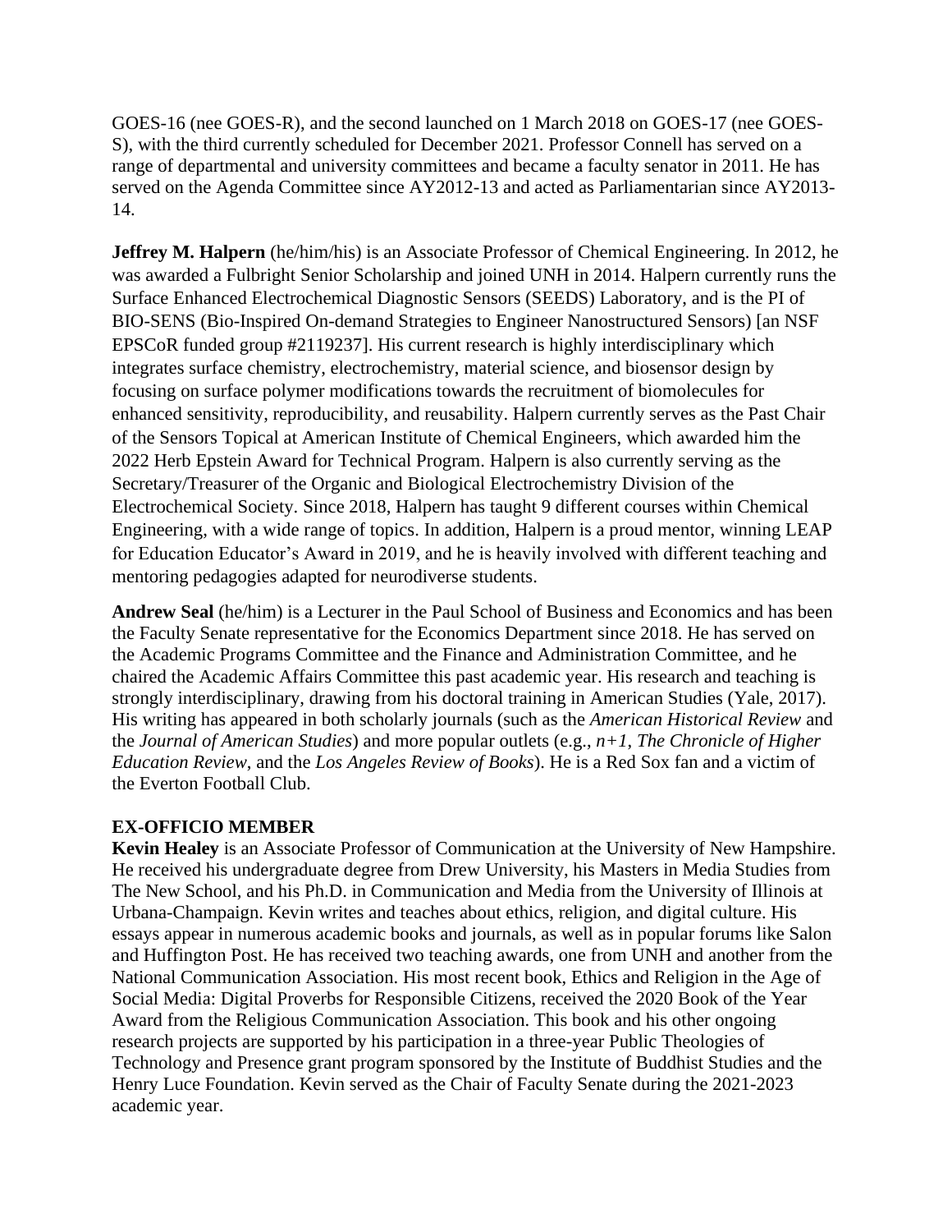GOES-16 (nee GOES-R), and the second launched on 1 March 2018 on GOES-17 (nee GOES-S), with the third currently scheduled for December 2021. Professor Connell has served on a range of departmental and university committees and became a faculty senator in 2011. He has served on the Agenda Committee since AY2012-13 and acted as Parliamentarian since AY2013-14.

**Jeffrey M. Halpern** (he/him/his) is an Associate Professor of Chemical Engineering. In 2012, he was awarded a Fulbright Senior Scholarship and joined UNH in 2014. Halpern currently runs the Surface Enhanced Electrochemical Diagnostic Sensors (SEEDS) Laboratory, and is the PI of BIO-SENS (Bio-Inspired On-demand Strategies to Engineer Nanostructured Sensors) [an NSF EPSCoR funded group #2119237]. His current research is highly interdisciplinary which integrates surface chemistry, electrochemistry, material science, and biosensor design by focusing on surface polymer modifications towards the recruitment of biomolecules for enhanced sensitivity, reproducibility, and reusability. Halpern currently serves as the Past Chair of the Sensors Topical at American Institute of Chemical Engineers, which awarded him the 2022 Herb Epstein Award for Technical Program. Halpern is also currently serving as the Secretary/Treasurer of the Organic and Biological Electrochemistry Division of the Electrochemical Society. Since 2018, Halpern has taught 9 different courses within Chemical Engineering, with a wide range of topics. In addition, Halpern is a proud mentor, winning LEAP for Education Educator's Award in 2019, and he is heavily involved with different teaching and mentoring pedagogies adapted for neurodiverse students.

**Andrew Seal** (he/him) is a Lecturer in the Paul School of Business and Economics and has been the Faculty Senate representative for the Economics Department since 2018. He has served on the Academic Programs Committee and the Finance and Administration Committee, and he chaired the Academic Affairs Committee this past academic year. His research and teaching is strongly interdisciplinary, drawing from his doctoral training in American Studies (Yale, 2017). His writing has appeared in both scholarly journals (such as the *American Historical Review* and the *Journal of American Studies*) and more popular outlets (e.g., *n+1*, *The Chronicle of Higher Education Review*, and the *Los Angeles Review of Books*). He is a Red Sox fan and a victim of the Everton Football Club.

**EX-OFFICIO MEMBER**

**Kevin Healey** is an Associate Professor of Communication at the University of New Hampshire. He received his undergraduate degree from Drew University, his Masters in Media Studies from The New School, and his Ph.D. in Communication and Media from the University of Illinois at Urbana-Champaign. Kevin writes and teaches about ethics, religion, and digital culture. His essays appear in numerous academic books and journals, as well as in popular forums like Salon and Huffington Post. He has received two teaching awards, one from UNH and another from the National Communication Association. His most recent book, Ethics and Religion in the Age of Social Media: Digital Proverbs for Responsible Citizens, received the 2020 Book of the Year Award from the Religious Communication Association. This book and his other ongoing research projects are supported by his participation in a three-year Public Theologies of Technology and Presence grant program sponsored by the Institute of Buddhist Studies and the Henry Luce Foundation. Kevin served as the Chair of Faculty Senate during the 2021-2023 academic year.